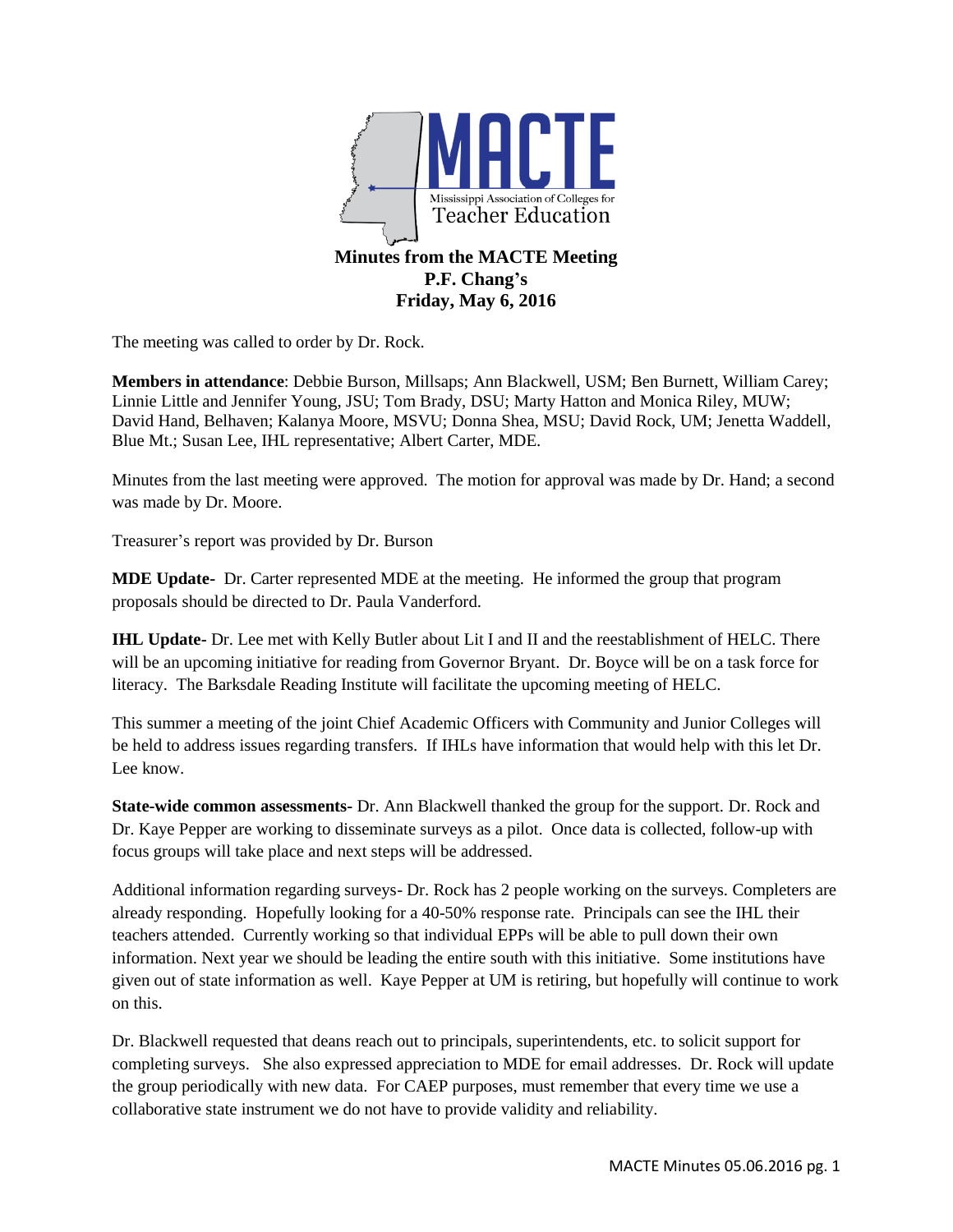MACTE

Mississippi Association of Colleges for Teacher Education

# Minutes from the MACTE Meeting
## P.F. Chang's
## Friday, May 6, 2016

The meeting was called to order by Dr. Rock.

**Members in attendance**: Debbie Burson, Millsaps; Ann Blackwell, USM; Ben Burnett, William Carey; Linnie Little and Jennifer Young, JSU; Tom Brady, DSU; Marty Hatton and Monica Riley, MUW; David Hand, Belhaven; Kalanya Moore, MSVU; Donna Shea, MSU; David Rock, UM; Jenetta Waddell, Blue Mt.; Susan Lee, IHL representative; Albert Carter, MDE.

Minutes from the last meeting were approved. The motion for approval was made by Dr. Hand; a second was made by Dr. Moore.

Treasurer's report was provided by Dr. Burson

**MDE Update-** Dr. Carter represented MDE at the meeting. He informed the group that program proposals should be directed to Dr. Paula Vanderford.

**IHL Update-** Dr. Lee met with Kelly Butler about Lit I and II and the reestablishment of HELC. There will be an upcoming initiative for reading from Governor Bryant. Dr. Boyce will be on a task force for literacy. The Barksdale Reading Institute will facilitate the upcoming meeting of HELC.

This summer a meeting of the joint Chief Academic Officers with Community and Junior Colleges will be held to address issues regarding transfers. If IHLs have information that would help with this let Dr. Lee know.

**State-wide common assessments-** Dr. Ann Blackwell thanked the group for the support. Dr. Rock and Dr. Kaye Pepper are working to disseminate surveys as a pilot. Once data is collected, follow-up with focus groups will take place and next steps will be addressed.

Additional information regarding surveys- Dr. Rock has 2 people working on the surveys. Completers are already responding. Hopefully looking for a 40-50% response rate. Principals can see the IHL their teachers attended. Currently working so that individual EPPs will be able to pull down their own information. Next year we should be leading the entire south with this initiative. Some institutions have given out of state information as well. Kaye Pepper at UM is retiring, but hopefully will continue to work on this.

Dr. Blackwell requested that deans reach out to principals, superintendents, etc. to solicit support for completing surveys. She also expressed appreciation to MDE for email addresses. Dr. Rock will update the group periodically with new data. For CAEP purposes, must remember that every time we use a collaborative state instrument we do not have to provide validity and reliability.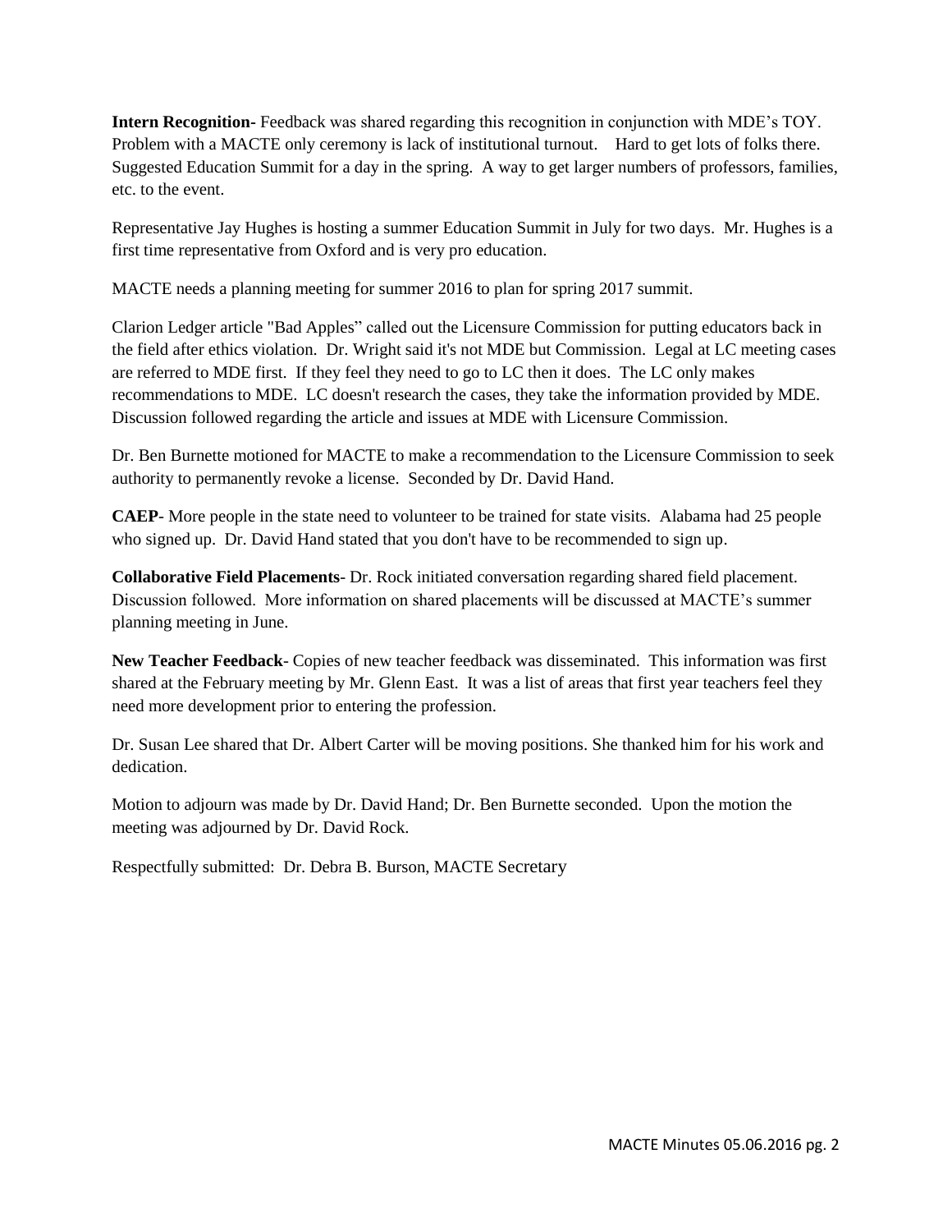**Intern Recognition-** Feedback was shared regarding this recognition in conjunction with MDE's TOY. Problem with a MACTE only ceremony is lack of institutional turnout. Hard to get lots of folks there. Suggested Education Summit for a day in the spring. A way to get larger numbers of professors, families, etc. to the event.

Representative Jay Hughes is hosting a summer Education Summit in July for two days. Mr. Hughes is a first time representative from Oxford and is very pro education.

MACTE needs a planning meeting for summer 2016 to plan for spring 2017 summit.

Clarion Ledger article "Bad Apples" called out the Licensure Commission for putting educators back in the field after ethics violation. Dr. Wright said it's not MDE but Commission. Legal at LC meeting cases are referred to MDE first. If they feel they need to go to LC then it does. The LC only makes recommendations to MDE. LC doesn't research the cases, they take the information provided by MDE. Discussion followed regarding the article and issues at MDE with Licensure Commission.

Dr. Ben Burnette motioned for MACTE to make a recommendation to the Licensure Commission to seek authority to permanently revoke a license. Seconded by Dr. David Hand.

**CAEP**- More people in the state need to volunteer to be trained for state visits. Alabama had 25 people who signed up. Dr. David Hand stated that you don't have to be recommended to sign up.

**Collaborative Field Placements**- Dr. Rock initiated conversation regarding shared field placement. Discussion followed. More information on shared placements will be discussed at MACTE's summer planning meeting in June.

**New Teacher Feedback**- Copies of new teacher feedback was disseminated. This information was first shared at the February meeting by Mr. Glenn East. It was a list of areas that first year teachers feel they need more development prior to entering the profession.

Dr. Susan Lee shared that Dr. Albert Carter will be moving positions. She thanked him for his work and dedication.

Motion to adjourn was made by Dr. David Hand; Dr. Ben Burnette seconded. Upon the motion the meeting was adjourned by Dr. David Rock.

Respectfully submitted: Dr. Debra B. Burson, MACTE Secretary